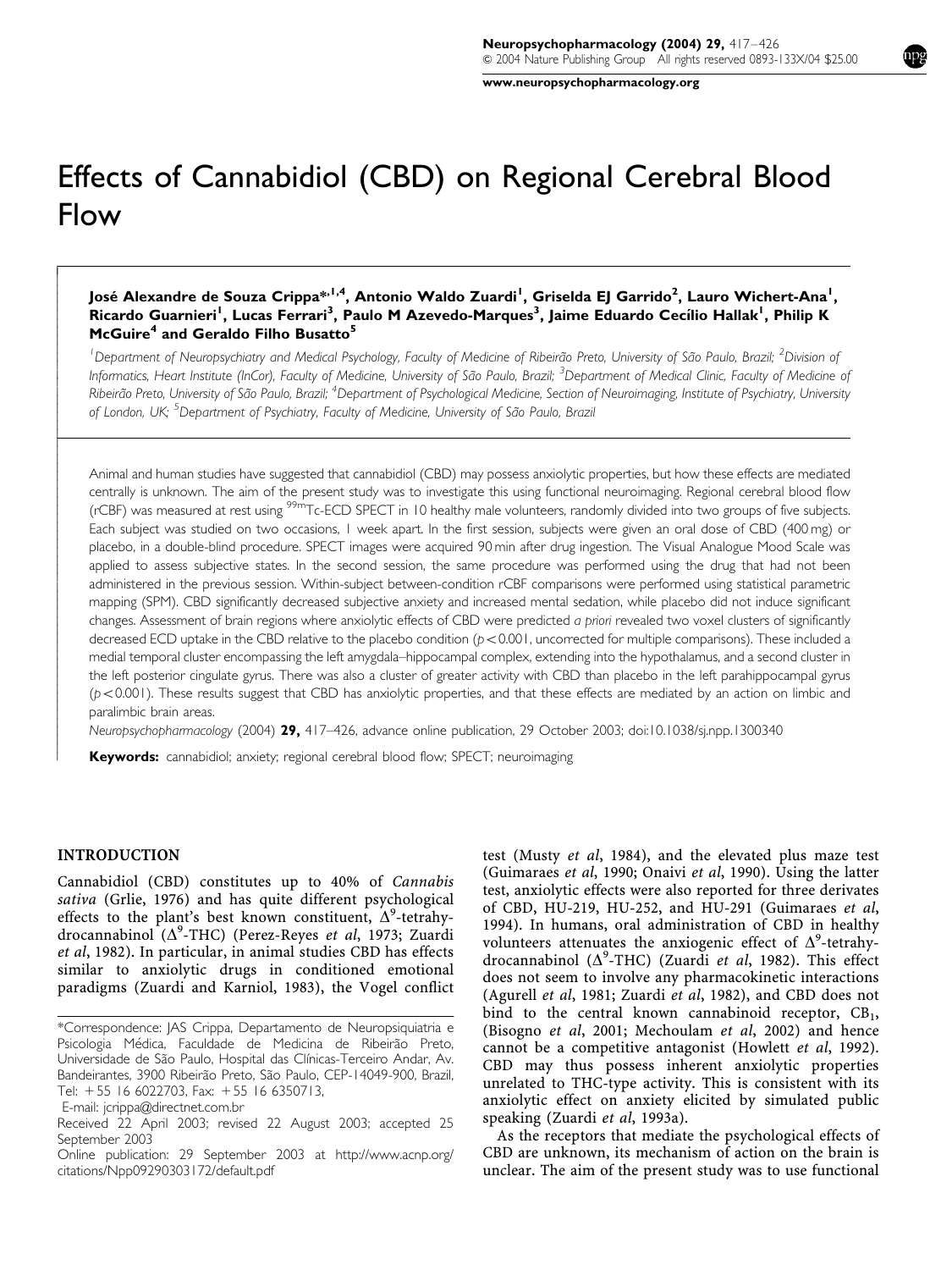# Effects of Cannabidiol (CBD) on Regional Cerebral Blood Flow

**José Alexandre de Souza Crippa\*[1,4], Antonio Waldo Zuardi[1], Griselda EJ Garrido[2], Lauro Wichert-Ana[1], Ricardo Guarnieri[1], Lucas Ferrari[3], Paulo M Azevedo-Marques[3], Jaime Eduardo Cecílio Hallak[1], Philip K McGuire[4] and Geraldo Filho Busatto[5]**

[1]*Department of Neuropsychiatry and Medical Psychology, Faculty of Medicine of Ribeirão Preto, University of São Paulo, Brazil;* [2]*Division of Informatics, Heart Institute (InCor), Faculty of Medicine, University of São Paulo, Brazil;* [3]*Department of Medical Clinic, Faculty of Medicine of Ribeirão Preto, University of São Paulo, Brazil;* [4]*Department of Psychological Medicine, Section of Neuroimaging, Institute of Psychiatry, University of London, UK;* [5]*Department of Psychiatry, Faculty of Medicine, University of São Paulo, Brazil*

Animal and human studies have suggested that cannabidiol (CBD) may possess anxiolytic properties, but how these effects are mediated centrally is unknown. The aim of the present study was to investigate this using functional neuroimaging. Regional cerebral blood flow (rCBF) was measured at rest using $^{99m}$Tc-ECD SPECT in 10 healthy male volunteers, randomly divided into two groups of five subjects. Each subject was studied on two occasions, 1 week apart. In the first session, subjects were given an oral dose of CBD (400 mg) or placebo, in a double-blind procedure. SPECT images were acquired 90 min after drug ingestion. The Visual Analogue Mood Scale was applied to assess subjective states. In the second session, the same procedure was performed using the drug that had not been administered in the previous session. Within-subject between-condition rCBF comparisons were performed using statistical parametric mapping (SPM). CBD significantly decreased subjective anxiety and increased mental sedation, while placebo did not induce significant changes. Assessment of brain regions where anxiolytic effects of CBD were predicted *a priori* revealed two voxel clusters of significantly decreased ECD uptake in the CBD relative to the placebo condition ($p<0.001$, uncorrected for multiple comparisons). These included a medial temporal cluster encompassing the left amygdala–hippocampal complex, extending into the hypothalamus, and a second cluster in the left posterior cingulate gyrus. There was also a cluster of greater activity with CBD than placebo in the left parahippocampal gyrus ($p<0.001$). These results suggest that CBD has anxiolytic properties, and that these effects are mediated by an action on limbic and paralimbic brain areas.

*Neuropsychopharmacology* (2004) **29,** 417–426, advance online publication, 29 October 2003; doi:10.1038/sj.npp.1300340

**Keywords:** cannabidiol; anxiety; regional cerebral blood flow; SPECT; neuroimaging

## INTRODUCTION

Cannabidiol (CBD) constitutes up to 40% of *Cannabis sativa* (Grlie, 1976) and has quite different psychological effects to the plant's best known constituent, $\Delta^9$-tetrahydrocannabinol ($\Delta^9$-THC) (Perez-Reyes *et al*, 1973; Zuardi *et al*, 1982). In particular, in animal studies CBD has effects similar to anxiolytic drugs in conditioned emotional paradigms (Zuardi and Karniol, 1983), the Vogel conflict test (Musty *et al*, 1984), and the elevated plus maze test (Guimaraes *et al*, 1990; Onaivi *et al*, 1990). Using the latter test, anxiolytic effects were also reported for three derivates of CBD, HU-219, HU-252, and HU-291 (Guimaraes *et al*, 1994). In humans, oral administration of CBD in healthy volunteers attenuates the anxiogenic effect of $\Delta^9$-tetrahydrocannabinol ($\Delta^9$-THC) (Zuardi *et al*, 1982). This effect does not seem to involve any pharmacokinetic interactions (Agurell *et al*, 1981; Zuardi *et al*, 1982), and CBD does not bind to the central known cannabinoid receptor, $CB_1$, (Bisogno *et al*, 2001; Mechoulam *et al*, 2002) and hence cannot be a competitive antagonist (Howlett *et al*, 1992). CBD may thus possess inherent anxiolytic properties unrelated to THC-type activity. This is consistent with its anxiolytic effect on anxiety elicited by simulated public speaking (Zuardi *et al*, 1993a).

As the receptors that mediate the psychological effects of CBD are unknown, its mechanism of action on the brain is unclear. The aim of the present study was to use functional

\*Correspondence: JAS Crippa, Departamento de Neuropsiquiatria e Psicologia Médica, Faculdade de Medicina de Ribeirão Preto, Universidade de São Paulo, Hospital das Clínicas-Terceiro Andar, Av. Bandeirantes, 3900 Ribeirão Preto, São Paulo, CEP-14049-900, Brazil, Tel: +55 16 6022703, Fax: +55 16 6350713,
E-mail: jcrippa@directnet.com.br

Received 22 April 2003; revised 22 August 2003; accepted 25 September 2003

Online publication: 29 September 2003 at http://www.acnp.org/citations/Npp09290303172/default.pdf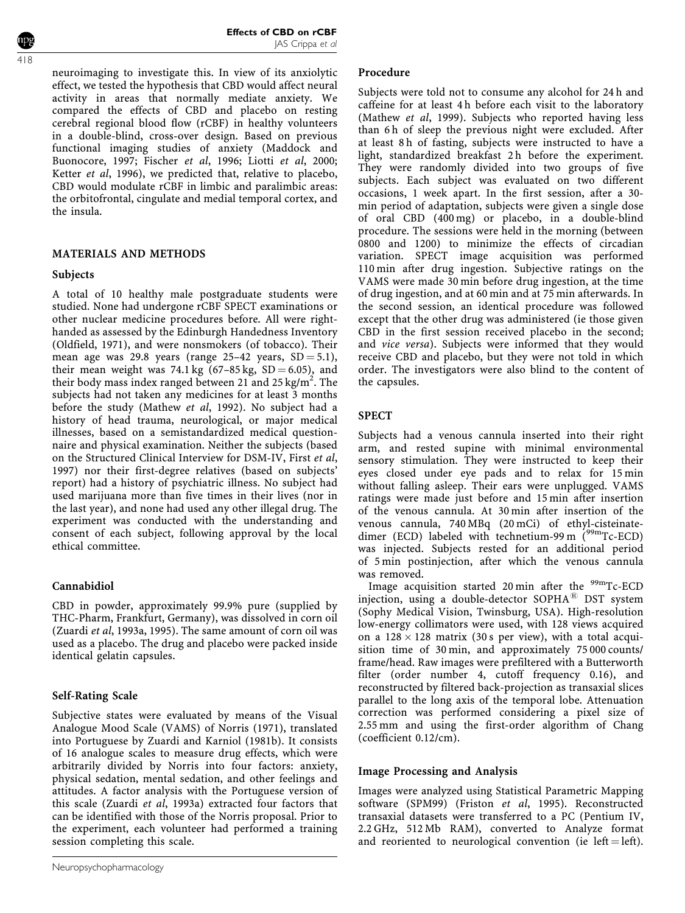neuroimaging to investigate this. In view of its anxiolytic effect, we tested the hypothesis that CBD would affect neural activity in areas that normally mediate anxiety. We compared the effects of CBD and placebo on resting cerebral regional blood flow (rCBF) in healthy volunteers in a double-blind, cross-over design. Based on previous functional imaging studies of anxiety (Maddock and Buonocore, 1997; Fischer *et al*, 1996; Liotti *et al*, 2000; Ketter *et al*, 1996), we predicted that, relative to placebo, CBD would modulate rCBF in limbic and paralimbic areas: the orbitofrontal, cingulate and medial temporal cortex, and the insula.

## MATERIALS AND METHODS

### Subjects

A total of 10 healthy male postgraduate students were studied. None had undergone rCBF SPECT examinations or other nuclear medicine procedures before. All were right-handed as assessed by the Edinburgh Handedness Inventory (Oldfield, 1971), and were nonsmokers (of tobacco). Their mean age was 29.8 years (range 25–42 years, SD = 5.1), their mean weight was 74.1 kg (67–85 kg, SD = 6.05), and their body mass index ranged between 21 and 25 kg/m$^2$. The subjects had not taken any medicines for at least 3 months before the study (Mathew *et al*, 1992). No subject had a history of head trauma, neurological, or major medical illnesses, based on a semistandardized medical questionnaire and physical examination. Neither the subjects (based on the Structured Clinical Interview for DSM-IV, First *et al*, 1997) nor their first-degree relatives (based on subjects' report) had a history of psychiatric illness. No subject had used marijuana more than five times in their lives (nor in the last year), and none had used any other illegal drug. The experiment was conducted with the understanding and consent of each subject, following approval by the local ethical committee.

### Cannabidiol

CBD in powder, approximately 99.9% pure (supplied by THC-Pharm, Frankfurt, Germany), was dissolved in corn oil (Zuardi *et al*, 1993a, 1995). The same amount of corn oil was used as a placebo. The drug and placebo were packed inside identical gelatin capsules.

### Self-Rating Scale

Subjective states were evaluated by means of the Visual Analogue Mood Scale (VAMS) of Norris (1971), translated into Portuguese by Zuardi and Karniol (1981b). It consists of 16 analogue scales to measure drug effects, which were arbitrarily divided by Norris into four factors: anxiety, physical sedation, mental sedation, and other feelings and attitudes. A factor analysis with the Portuguese version of this scale (Zuardi *et al*, 1993a) extracted four factors that can be identified with those of the Norris proposal. Prior to the experiment, each volunteer had performed a training session completing this scale.

### Procedure

Subjects were told not to consume any alcohol for 24 h and caffeine for at least 4 h before each visit to the laboratory (Mathew *et al*, 1999). Subjects who reported having less than 6 h of sleep the previous night were excluded. After at least 8 h of fasting, subjects were instructed to have a light, standardized breakfast 2 h before the experiment. They were randomly divided into two groups of five subjects. Each subject was evaluated on two different occasions, 1 week apart. In the first session, after a 30-min period of adaptation, subjects were given a single dose of oral CBD (400 mg) or placebo, in a double-blind procedure. The sessions were held in the morning (between 0800 and 1200) to minimize the effects of circadian variation. SPECT image acquisition was performed 110 min after drug ingestion. Subjective ratings on the VAMS were made 30 min before drug ingestion, at the time of drug ingestion, and at 60 min and at 75 min afterwards. In the second session, an identical procedure was followed except that the other drug was administered (ie those given CBD in the first session received placebo in the second; and *vice versa*). Subjects were informed that they would receive CBD and placebo, but they were not told in which order. The investigators were also blind to the content of the capsules.

### SPECT

Subjects had a venous cannula inserted into their right arm, and rested supine with minimal environmental sensory stimulation. They were instructed to keep their eyes closed under eye pads and to relax for 15 min without falling asleep. Their ears were unplugged. VAMS ratings were made just before and 15 min after insertion of the venous cannula. At 30 min after insertion of the venous cannula, 740 MBq (20 mCi) of ethyl-cisteinate-dimer (ECD) labeled with technetium-99 m ($^{99m}$Tc-ECD) was injected. Subjects rested for an additional period of 5 min postinjection, after which the venous cannula was removed.

Image acquisition started 20 min after the $^{99m}$Tc-ECD injection, using a double-detector SOPHA® DST system (Sophy Medical Vision, Twinsburg, USA). High-resolution low-energy collimators were used, with 128 views acquired on a 128 × 128 matrix (30 s per view), with a total acquisition time of 30 min, and approximately 75 000 counts/frame/head. Raw images were prefiltered with a Butterworth filter (order number 4, cutoff frequency 0.16), and reconstructed by filtered back-projection as transaxial slices parallel to the long axis of the temporal lobe. Attenuation correction was performed considering a pixel size of 2.55 mm and using the first-order algorithm of Chang (coefficient 0.12/cm).

### Image Processing and Analysis

Images were analyzed using Statistical Parametric Mapping software (SPM99) (Friston *et al*, 1995). Reconstructed transaxial datasets were transferred to a PC (Pentium IV, 2.2 GHz, 512 Mb RAM), converted to Analyze format and reoriented to neurological convention (ie left = left).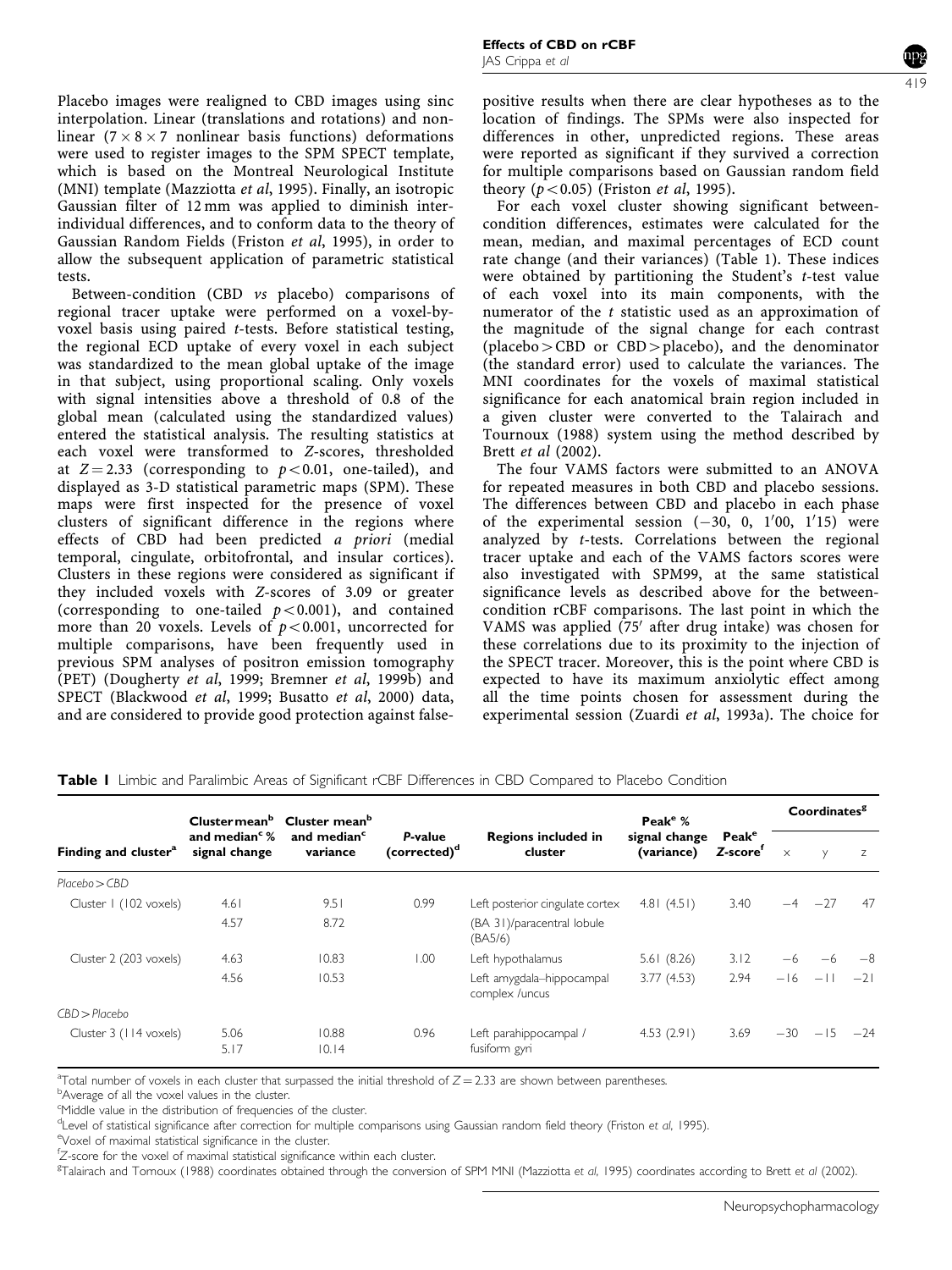Placebo images were realigned to CBD images using sinc interpolation. Linear (translations and rotations) and non-linear ($7 \times 8 \times 7$ nonlinear basis functions) deformations were used to register images to the SPM SPECT template, which is based on the Montreal Neurological Institute (MNI) template (Mazziotta *et al*, 1995). Finally, an isotropic Gaussian filter of 12 mm was applied to diminish inter-individual differences, and to conform data to the theory of Gaussian Random Fields (Friston *et al*, 1995), in order to allow the subsequent application of parametric statistical tests.

Between-condition (CBD *vs* placebo) comparisons of regional tracer uptake were performed on a voxel-by-voxel basis using paired *t*-tests. Before statistical testing, the regional ECD uptake of every voxel in each subject was standardized to the mean global uptake of the image in that subject, using proportional scaling. Only voxels with signal intensities above a threshold of 0.8 of the global mean (calculated using the standardized values) entered the statistical analysis. The resulting statistics at each voxel were transformed to *Z*-scores, thresholded at $Z = 2.33$ (corresponding to $p < 0.01$, one-tailed), and displayed as 3-D statistical parametric maps (SPM). These maps were first inspected for the presence of voxel clusters of significant difference in the regions where effects of CBD had been predicted *a priori* (medial temporal, cingulate, orbitofrontal, and insular cortices). Clusters in these regions were considered as significant if they included voxels with *Z*-scores of 3.09 or greater (corresponding to one-tailed $p < 0.001$), and contained more than 20 voxels. Levels of $p < 0.001$, uncorrected for multiple comparisons, have been frequently used in previous SPM analyses of positron emission tomography (PET) (Dougherty *et al*, 1999; Bremner *et al*, 1999b) and SPECT (Blackwood *et al*, 1999; Busatto *et al*, 2000) data, and are considered to provide good protection against false-positive results when there are clear hypotheses as to the location of findings. The SPMs were also inspected for differences in other, unpredicted regions. These areas were reported as significant if they survived a correction for multiple comparisons based on Gaussian random field theory ($p < 0.05$) (Friston *et al*, 1995).

For each voxel cluster showing significant between-condition differences, estimates were calculated for the mean, median, and maximal percentages of ECD count rate change (and their variances) (Table 1). These indices were obtained by partitioning the Student's *t*-test value of each voxel into its main components, with the numerator of the *t* statistic used as an approximation of the magnitude of the signal change for each contrast (placebo > CBD or CBD > placebo), and the denominator (the standard error) used to calculate the variances. The MNI coordinates for the voxels of maximal statistical significance for each anatomical brain region included in a given cluster were converted to the Talairach and Tournoux (1988) system using the method described by Brett *et al* (2002).

The four VAMS factors were submitted to an ANOVA for repeated measures in both CBD and placebo sessions. The differences between CBD and placebo in each phase of the experimental session (−30, 0, 1′00, 1′15) were analyzed by *t*-tests. Correlations between the regional tracer uptake and each of the VAMS factors scores were also investigated with SPM99, at the same statistical significance levels as described above for the between-condition rCBF comparisons. The last point in which the VAMS was applied (75′ after drug intake) was chosen for these correlations due to its proximity to the injection of the SPECT tracer. Moreover, this is the point where CBD is expected to have its maximum anxiolytic effect among all the time points chosen for assessment during the experimental session (Zuardi *et al*, 1993a). The choice for

**Table 1** Limbic and Paralimbic Areas of Significant rCBF Differences in CBD Compared to Placebo Condition

| Finding and cluster[a] | Cluster mean[b] and median[c] % signal change | Cluster mean[b] and median[c] variance | *P*-value (corrected)[d] | Regions included in cluster | Peak[e] % signal change (variance) | Peak[e] *Z*-score[f] | Coordinates[g] | | |
|---|---|---|---|---|---|---|---|---|---|
| | | | | | | | x | y | z |
| *Placebo > CBD* | | | | | | | | | |
| Cluster 1 (102 voxels) | 4.61 | 9.51 | 0.99 | Left posterior cingulate cortex | 4.81 (4.51) | 3.40 | −4 | −27 | 47 |
| | 4.57 | 8.72 | | (BA 31)/paracentral lobule (BA5/6) | | | | | |
| Cluster 2 (203 voxels) | 4.63 | 10.83 | 1.00 | Left hypothalamus | 5.61 (8.26) | 3.12 | −6 | −6 | −8 |
| | 4.56 | 10.53 | | Left amygdala–hippocampal complex /uncus | 3.77 (4.53) | 2.94 | −16 | −11 | −21 |
| *CBD > Placebo* | | | | | | | | | |
| Cluster 3 (114 voxels) | 5.06 | 10.88 | 0.96 | Left parahippocampal / | 4.53 (2.91) | 3.69 | −30 | −15 | −24 |
| | 5.17 | 10.14 | | fusiform gyri | | | | | |

[a]Total number of voxels in each cluster that surpassed the initial threshold of $Z = 2.33$ are shown between parentheses.
[b]Average of all the voxel values in the cluster.
[c]Middle value in the distribution of frequencies of the cluster.
[d]Level of statistical significance after correction for multiple comparisons using Gaussian random field theory (Friston *et al*, 1995).
[e]Voxel of maximal statistical significance in the cluster.
[f]*Z*-score for the voxel of maximal statistical significance within each cluster.
[g]Talairach and Tornoux (1988) coordinates obtained through the conversion of SPM MNI (Mazziotta *et al*, 1995) coordinates according to Brett *et al* (2002).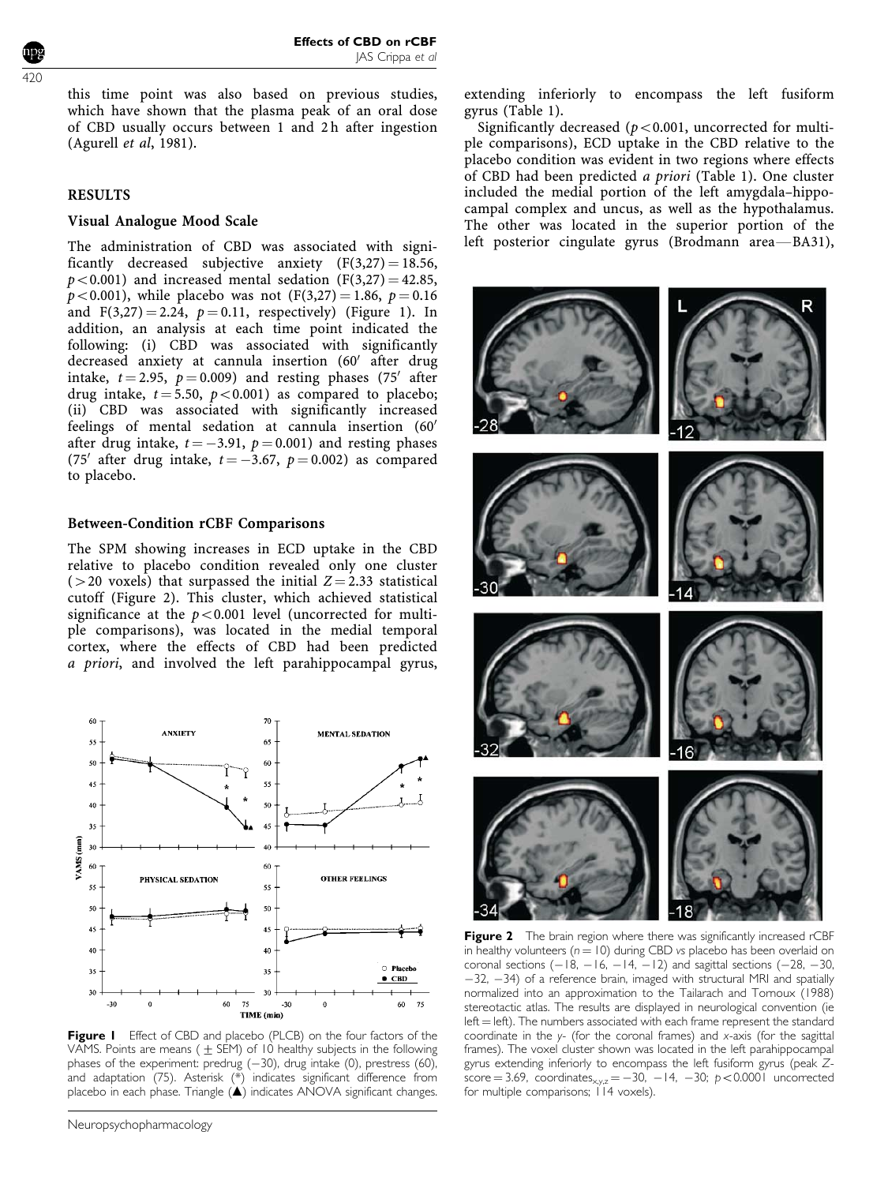this time point was also based on previous studies, which have shown that the plasma peak of an oral dose of CBD usually occurs between 1 and 2 h after ingestion (Agurell *et al*, 1981).

## RESULTS

### Visual Analogue Mood Scale

The administration of CBD was associated with significantly decreased subjective anxiety ($F(3,27) = 18.56$, $p < 0.001$) and increased mental sedation ($F(3,27) = 42.85$, $p < 0.001$), while placebo was not ($F(3,27) = 1.86$, $p = 0.16$ and $F(3,27) = 2.24$, $p = 0.11$, respectively) (Figure 1). In addition, an analysis at each time point indicated the following: (i) CBD was associated with significantly decreased anxiety at cannula insertion (60′ after drug intake, $t = 2.95$, $p = 0.009$) and resting phases (75′ after drug intake, $t = 5.50$, $p < 0.001$) as compared to placebo; (ii) CBD was associated with significantly increased feelings of mental sedation at cannula insertion (60′ after drug intake, $t = -3.91$, $p = 0.001$) and resting phases (75′ after drug intake, $t = -3.67$, $p = 0.002$) as compared to placebo.

### Between-Condition rCBF Comparisons

The SPM showing increases in ECD uptake in the CBD relative to placebo condition revealed only one cluster (>20 voxels) that surpassed the initial $Z = 2.33$ statistical cutoff (Figure 2). This cluster, which achieved statistical significance at the $p < 0.001$ level (uncorrected for multiple comparisons), was located in the medial temporal cortex, where the effects of CBD had been predicted *a priori*, and involved the left parahippocampal gyrus, extending inferiorly to encompass the left fusiform gyrus (Table 1).

**Figure 1** Effect of CBD and placebo (PLCB) on the four factors of the VAMS. Points are means (± SEM) of 10 healthy subjects in the following phases of the experiment: predrug (−30), drug intake (0), prestress (60), and adaptation (75). Asterisk (*) indicates significant difference from placebo in each phase. Triangle (▲) indicates ANOVA significant changes.

Significantly decreased ($p < 0.001$, uncorrected for multiple comparisons), ECD uptake in the CBD relative to the placebo condition was evident in two regions where effects of CBD had been predicted *a priori* (Table 1). One cluster included the medial portion of the left amygdala–hippocampal complex and uncus, as well as the hypothalamus. The other was located in the superior portion of the left posterior cingulate gyrus (Brodmann area—BA31),

**Figure 2** The brain region where there was significantly increased rCBF in healthy volunteers ($n = 10$) during CBD *vs* placebo has been overlaid on coronal sections (−18, −16, −14, −12) and sagittal sections (−28, −30, −32, −34) of a reference brain, imaged with structural MRI and spatially normalized into an approximation to the Tailarach and Tornoux (1988) stereotactic atlas. The results are displayed in neurological convention (ie left = left). The numbers associated with each frame represent the standard coordinate in the *y*- (for the coronal frames) and *x*-axis (for the sagittal frames). The voxel cluster shown was located in the left parahippocampal gyrus extending inferiorly to encompass the left fusiform gyrus (peak Z-score = 3.69, coordinates$_{x,y,z}$ = −30, −14, −30; $p < 0.0001$ uncorrected for multiple comparisons; 114 voxels).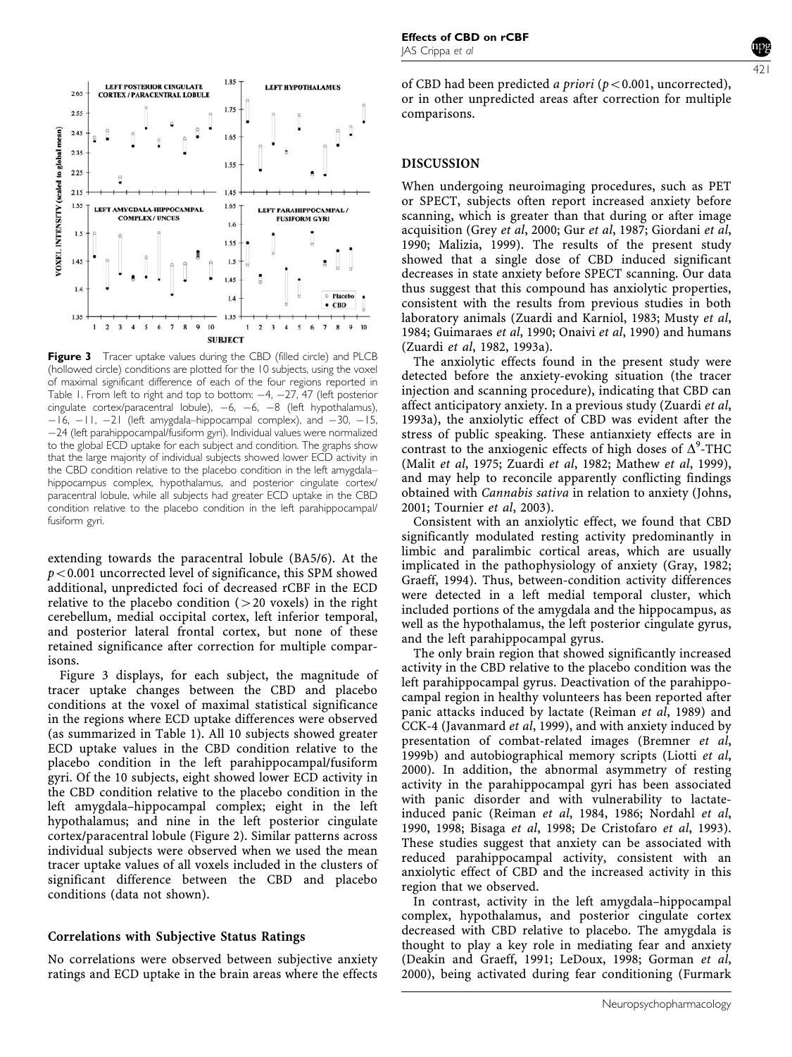**Figure 3** Tracer uptake values during the CBD (filled circle) and PLCB (hollowed circle) conditions are plotted for the 10 subjects, using the voxel of maximal significant difference of each of the four regions reported in Table 1. From left to right and top to bottom: −4, −27, 47 (left posterior cingulate cortex/paracentral lobule), −6, −6, −8 (left hypothalamus), −16, −11, −21 (left amygdala–hippocampal complex), and −30, −15, −24 (left parahippocampal/fusiform gyri). Individual values were normalized to the global ECD uptake for each subject and condition. The graphs show that the large majority of individual subjects showed lower ECD activity in the CBD condition relative to the placebo condition in the left amygdala–hippocampus complex, hypothalamus, and posterior cingulate cortex/paracentral lobule, while all subjects had greater ECD uptake in the CBD condition relative to the placebo condition in the left parahippocampal/fusiform gyri.

extending towards the paracentral lobule (BA5/6). At the $p<0.001$ uncorrected level of significance, this SPM showed additional, unpredicted foci of decreased rCBF in the ECD relative to the placebo condition (>20 voxels) in the right cerebellum, medial occipital cortex, left inferior temporal, and posterior lateral frontal cortex, but none of these retained significance after correction for multiple comparisons.

Figure 3 displays, for each subject, the magnitude of tracer uptake changes between the CBD and placebo conditions at the voxel of maximal statistical significance in the regions where ECD uptake differences were observed (as summarized in Table 1). All 10 subjects showed greater ECD uptake values in the CBD condition relative to the placebo condition in the left parahippocampal/fusiform gyri. Of the 10 subjects, eight showed lower ECD activity in the CBD condition relative to the placebo condition in the left amygdala–hippocampal complex; eight in the left hypothalamus; and nine in the left posterior cingulate cortex/paracentral lobule (Figure 2). Similar patterns across individual subjects were observed when we used the mean tracer uptake values of all voxels included in the clusters of significant difference between the CBD and placebo conditions (data not shown).

### Correlations with Subjective Status Ratings

No correlations were observed between subjective anxiety ratings and ECD uptake in the brain areas where the effects of CBD had been predicted *a priori* ($p<0.001$, uncorrected), or in other unpredicted areas after correction for multiple comparisons.

## DISCUSSION

When undergoing neuroimaging procedures, such as PET or SPECT, subjects often report increased anxiety before scanning, which is greater than that during or after image acquisition (Grey *et al*, 2000; Gur *et al*, 1987; Giordani *et al*, 1990; Malizia, 1999). The results of the present study showed that a single dose of CBD induced significant decreases in state anxiety before SPECT scanning. Our data thus suggest that this compound has anxiolytic properties, consistent with the results from previous studies in both laboratory animals (Zuardi and Karniol, 1983; Musty *et al*, 1984; Guimaraes *et al*, 1990; Onaivi *et al*, 1990) and humans (Zuardi *et al*, 1982, 1993a).

The anxiolytic effects found in the present study were detected before the anxiety-evoking situation (the tracer injection and scanning procedure), indicating that CBD can affect anticipatory anxiety. In a previous study (Zuardi *et al*, 1993a), the anxiolytic effect of CBD was evident after the stress of public speaking. These antianxiety effects are in contrast to the anxiogenic effects of high doses of $\Delta^9$-THC (Malit *et al*, 1975; Zuardi *et al*, 1982; Mathew *et al*, 1999), and may help to reconcile apparently conflicting findings obtained with *Cannabis sativa* in relation to anxiety (Johns, 2001; Tournier *et al*, 2003).

Consistent with an anxiolytic effect, we found that CBD significantly modulated resting activity predominantly in limbic and paralimbic cortical areas, which are usually implicated in the pathophysiology of anxiety (Gray, 1982; Graeff, 1994). Thus, between-condition activity differences were detected in a left medial temporal cluster, which included portions of the amygdala and the hippocampus, as well as the hypothalamus, the left posterior cingulate gyrus, and the left parahippocampal gyrus.

The only brain region that showed significantly increased activity in the CBD relative to the placebo condition was the left parahippocampal gyrus. Deactivation of the parahippocampal region in healthy volunteers has been reported after panic attacks induced by lactate (Reiman *et al*, 1989) and CCK-4 (Javanmard *et al*, 1999), and with anxiety induced by presentation of combat-related images (Bremner *et al*, 1999b) and autobiographical memory scripts (Liotti *et al*, 2000). In addition, the abnormal asymmetry of resting activity in the parahippocampal gyri has been associated with panic disorder and with vulnerability to lactate-induced panic (Reiman *et al*, 1984, 1986; Nordahl *et al*, 1990, 1998; Bisaga *et al*, 1998; De Cristofaro *et al*, 1993). These studies suggest that anxiety can be associated with reduced parahippocampal activity, consistent with an anxiolytic effect of CBD and the increased activity in this region that we observed.

In contrast, activity in the left amygdala–hippocampal complex, hypothalamus, and posterior cingulate cortex decreased with CBD relative to placebo. The amygdala is thought to play a key role in mediating fear and anxiety (Deakin and Graeff, 1991; LeDoux, 1998; Gorman *et al*, 2000), being activated during fear conditioning (Furmark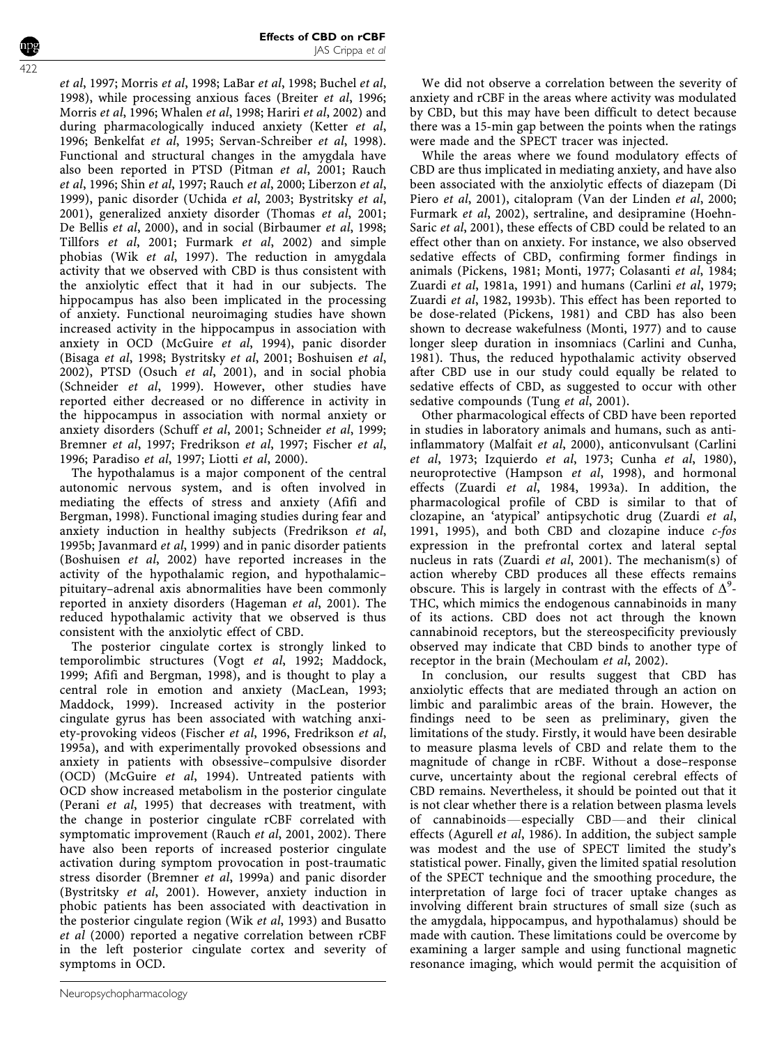et al, 1997; Morris et al, 1998; LaBar et al, 1998; Buchel et al, 1998), while processing anxious faces (Breiter et al, 1996; Morris et al, 1996; Whalen et al, 1998; Hariri et al, 2002) and during pharmacologically induced anxiety (Ketter et al, 1996; Benkelfat et al, 1995; Servan-Schreiber et al, 1998). Functional and structural changes in the amygdala have also been reported in PTSD (Pitman et al, 2001; Rauch et al, 1996; Shin et al, 1997; Rauch et al, 2000; Liberzon et al, 1999), panic disorder (Uchida et al, 2003; Bystritsky et al, 2001), generalized anxiety disorder (Thomas et al, 2001; De Bellis et al, 2000), and in social (Birbaumer et al, 1998; Tillfors et al, 2001; Furmark et al, 2002) and simple phobias (Wik et al, 1997). The reduction in amygdala activity that we observed with CBD is thus consistent with the anxiolytic effect that it had in our subjects. The hippocampus has also been implicated in the processing of anxiety. Functional neuroimaging studies have shown increased activity in the hippocampus in association with anxiety in OCD (McGuire et al, 1994), panic disorder (Bisaga et al, 1998; Bystritsky et al, 2001; Boshuisen et al, 2002), PTSD (Osuch et al, 2001), and in social phobia (Schneider et al, 1999). However, other studies have reported either decreased or no difference in activity in the hippocampus in association with normal anxiety or anxiety disorders (Schuff et al, 2001; Schneider et al, 1999; Bremner et al, 1997; Fredrikson et al, 1997; Fischer et al, 1996; Paradiso et al, 1997; Liotti et al, 2000).

The hypothalamus is a major component of the central autonomic nervous system, and is often involved in mediating the effects of stress and anxiety (Afifi and Bergman, 1998). Functional imaging studies during fear and anxiety induction in healthy subjects (Fredrikson et al, 1995b; Javanmard et al, 1999) and in panic disorder patients (Boshuisen et al, 2002) have reported increases in the activity of the hypothalamic region, and hypothalamic–pituitary–adrenal axis abnormalities have been commonly reported in anxiety disorders (Hageman et al, 2001). The reduced hypothalamic activity that we observed is thus consistent with the anxiolytic effect of CBD.

The posterior cingulate cortex is strongly linked to temporolimbic structures (Vogt et al, 1992; Maddock, 1999; Afifi and Bergman, 1998), and is thought to play a central role in emotion and anxiety (MacLean, 1993; Maddock, 1999). Increased activity in the posterior cingulate gyrus has been associated with watching anxiety-provoking videos (Fischer et al, 1996, Fredrikson et al, 1995a), and with experimentally provoked obsessions and anxiety in patients with obsessive–compulsive disorder (OCD) (McGuire et al, 1994). Untreated patients with OCD show increased metabolism in the posterior cingulate (Perani et al, 1995) that decreases with treatment, with the change in posterior cingulate rCBF correlated with symptomatic improvement (Rauch et al, 2001, 2002). There have also been reports of increased posterior cingulate activation during symptom provocation in post-traumatic stress disorder (Bremner et al, 1999a) and panic disorder (Bystritsky et al, 2001). However, anxiety induction in phobic patients has been associated with deactivation in the posterior cingulate region (Wik et al, 1993) and Busatto et al (2000) reported a negative correlation between rCBF in the left posterior cingulate cortex and severity of symptoms in OCD.

We did not observe a correlation between the severity of anxiety and rCBF in the areas where activity was modulated by CBD, but this may have been difficult to detect because there was a 15-min gap between the points when the ratings were made and the SPECT tracer was injected.

While the areas where we found modulatory effects of CBD are thus implicated in mediating anxiety, and have also been associated with the anxiolytic effects of diazepam (Di Piero et al, 2001), citalopram (Van der Linden et al, 2000; Furmark et al, 2002), sertraline, and desipramine (Hoehn-Saric et al, 2001), these effects of CBD could be related to an effect other than on anxiety. For instance, we also observed sedative effects of CBD, confirming former findings in animals (Pickens, 1981; Monti, 1977; Colasanti et al, 1984; Zuardi et al, 1981a, 1991) and humans (Carlini et al, 1979; Zuardi et al, 1982, 1993b). This effect has been reported to be dose-related (Pickens, 1981) and CBD has also been shown to decrease wakefulness (Monti, 1977) and to cause longer sleep duration in insomniacs (Carlini and Cunha, 1981). Thus, the reduced hypothalamic activity observed after CBD use in our study could equally be related to sedative effects of CBD, as suggested to occur with other sedative compounds (Tung et al, 2001).

Other pharmacological effects of CBD have been reported in studies in laboratory animals and humans, such as anti-inflammatory (Malfait et al, 2000), anticonvulsant (Carlini et al, 1973; Izquierdo et al, 1973; Cunha et al, 1980), neuroprotective (Hampson et al, 1998), and hormonal effects (Zuardi et al, 1984, 1993a). In addition, the pharmacological profile of CBD is similar to that of clozapine, an 'atypical' antipsychotic drug (Zuardi et al, 1991, 1995), and both CBD and clozapine induce *c-fos* expression in the prefrontal cortex and lateral septal nucleus in rats (Zuardi et al, 2001). The mechanism(s) of action whereby CBD produces all these effects remains obscure. This is largely in contrast with the effects of $\Delta^9$-THC, which mimics the endogenous cannabinoids in many of its actions. CBD does not act through the known cannabinoid receptors, but the stereospecificity previously observed may indicate that CBD binds to another type of receptor in the brain (Mechoulam et al, 2002).

In conclusion, our results suggest that CBD has anxiolytic effects that are mediated through an action on limbic and paralimbic areas of the brain. However, the findings need to be seen as preliminary, given the limitations of the study. Firstly, it would have been desirable to measure plasma levels of CBD and relate them to the magnitude of change in rCBF. Without a dose–response curve, uncertainty about the regional cerebral effects of CBD remains. Nevertheless, it should be pointed out that it is not clear whether there is a relation between plasma levels of cannabinoids—especially CBD—and their clinical effects (Agurell et al, 1986). In addition, the subject sample was modest and the use of SPECT limited the study's statistical power. Finally, given the limited spatial resolution of the SPECT technique and the smoothing procedure, the interpretation of large foci of tracer uptake changes as involving different brain structures of small size (such as the amygdala, hippocampus, and hypothalamus) should be made with caution. These limitations could be overcome by examining a larger sample and using functional magnetic resonance imaging, which would permit the acquisition of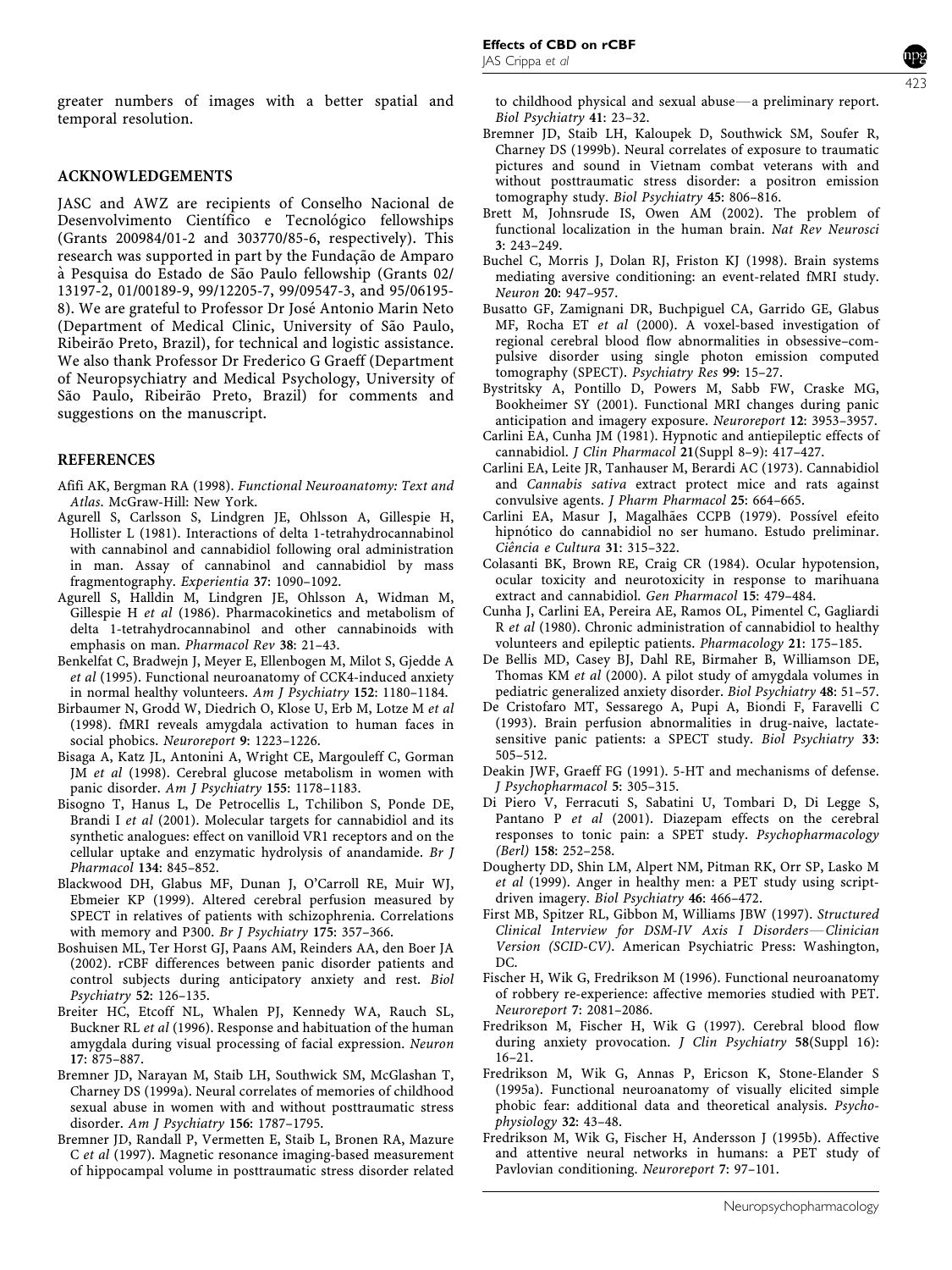greater numbers of images with a better spatial and temporal resolution.

## ACKNOWLEDGEMENTS

JASC and AWZ are recipients of Conselho Nacional de Desenvolvimento Científico e Tecnológico fellowships (Grants 200984/01-2 and 303770/85-6, respectively). This research was supported in part by the Fundação de Amparo à Pesquisa do Estado de São Paulo fellowship (Grants 02/13197-2, 01/00189-9, 99/12205-7, 99/09547-3, and 95/06195-8). We are grateful to Professor Dr José Antonio Marin Neto (Department of Medical Clinic, University of São Paulo, Ribeirão Preto, Brazil), for technical and logistic assistance. We also thank Professor Dr Frederico G Graeff (Department of Neuropsychiatry and Medical Psychology, University of São Paulo, Ribeirão Preto, Brazil) for comments and suggestions on the manuscript.

## REFERENCES

Afifi AK, Bergman RA (1998). *Functional Neuroanatomy: Text and Atlas*. McGraw-Hill: New York.

Agurell S, Carlsson S, Lindgren JE, Ohlsson A, Gillespie H, Hollister L (1981). Interactions of delta 1-tetrahydrocannabinol with cannabinol and cannabidiol following oral administration in man. Assay of cannabinol and cannabidiol by mass fragmentography. *Experientia* **37**: 1090–1092.

Agurell S, Halldin M, Lindgren JE, Ohlsson A, Widman M, Gillespie H *et al* (1986). Pharmacokinetics and metabolism of delta 1-tetrahydrocannabinol and other cannabinoids with emphasis on man. *Pharmacol Rev* **38**: 21–43.

Benkelfat C, Bradwejn J, Meyer E, Ellenbogen M, Milot S, Gjedde A *et al* (1995). Functional neuroanatomy of CCK4-induced anxiety in normal healthy volunteers. *Am J Psychiatry* **152**: 1180–1184.

Birbaumer N, Grodd W, Diedrich O, Klose U, Erb M, Lotze M *et al* (1998). fMRI reveals amygdala activation to human faces in social phobics. *Neuroreport* **9**: 1223–1226.

Bisaga A, Katz JL, Antonini A, Wright CE, Margouleff C, Gorman JM *et al* (1998). Cerebral glucose metabolism in women with panic disorder. *Am J Psychiatry* **155**: 1178–1183.

Bisogno T, Hanus L, De Petrocellis L, Tchilibon S, Ponde DE, Brandi I *et al* (2001). Molecular targets for cannabidiol and its synthetic analogues: effect on vanilloid VR1 receptors and on the cellular uptake and enzymatic hydrolysis of anandamide. *Br J Pharmacol* **134**: 845–852.

Blackwood DH, Glabus MF, Dunan J, O'Carroll RE, Muir WJ, Ebmeier KP (1999). Altered cerebral perfusion measured by SPECT in relatives of patients with schizophrenia. Correlations with memory and P300. *Br J Psychiatry* **175**: 357–366.

Boshuisen ML, Ter Horst GJ, Paans AM, Reinders AA, den Boer JA (2002). rCBF differences between panic disorder patients and control subjects during anticipatory anxiety and rest. *Biol Psychiatry* **52**: 126–135.

Breiter HC, Etcoff NL, Whalen PJ, Kennedy WA, Rauch SL, Buckner RL *et al* (1996). Response and habituation of the human amygdala during visual processing of facial expression. *Neuron* **17**: 875–887.

Bremner JD, Narayan M, Staib LH, Southwick SM, McGlashan T, Charney DS (1999a). Neural correlates of memories of childhood sexual abuse in women with and without posttraumatic stress disorder. *Am J Psychiatry* **156**: 1787–1795.

Bremner JD, Randall P, Vermetten E, Staib L, Bronen RA, Mazure C *et al* (1997). Magnetic resonance imaging-based measurement of hippocampal volume in posttraumatic stress disorder related to childhood physical and sexual abuse—a preliminary report. *Biol Psychiatry* **41**: 23–32.

Bremner JD, Staib LH, Kaloupek D, Southwick SM, Soufer R, Charney DS (1999b). Neural correlates of exposure to traumatic pictures and sound in Vietnam combat veterans with and without posttraumatic stress disorder: a positron emission tomography study. *Biol Psychiatry* **45**: 806–816.

Brett M, Johnsrude IS, Owen AM (2002). The problem of functional localization in the human brain. *Nat Rev Neurosci* **3**: 243–249.

Buchel C, Morris J, Dolan RJ, Friston KJ (1998). Brain systems mediating aversive conditioning: an event-related fMRI study. *Neuron* **20**: 947–957.

Busatto GF, Zamignani DR, Buchpiguel CA, Garrido GE, Glabus MF, Rocha ET *et al* (2000). A voxel-based investigation of regional cerebral blood flow abnormalities in obsessive–compulsive disorder using single photon emission computed tomography (SPECT). *Psychiatry Res* **99**: 15–27.

Bystritsky A, Pontillo D, Powers M, Sabb FW, Craske MG, Bookheimer SY (2001). Functional MRI changes during panic anticipation and imagery exposure. *Neuroreport* **12**: 3953–3957.

Carlini EA, Cunha JM (1981). Hypnotic and antiepileptic effects of cannabidiol. *J Clin Pharmacol* **21**(Suppl 8–9): 417–427.

Carlini EA, Leite JR, Tanhauser M, Berardi AC (1973). Cannabidiol and *Cannabis sativa* extract protect mice and rats against convulsive agents. *J Pharm Pharmacol* **25**: 664–665.

Carlini EA, Masur J, Magalhães CCPB (1979). Possível efeito hipnótico do cannabidiol no ser humano. Estudo preliminar. *Ciência e Cultura* **31**: 315–322.

Colasanti BK, Brown RE, Craig CR (1984). Ocular hypotension, ocular toxicity and neurotoxicity in response to marihuana extract and cannabidiol. *Gen Pharmacol* **15**: 479–484.

Cunha J, Carlini EA, Pereira AE, Ramos OL, Pimentel C, Gagliardi R *et al* (1980). Chronic administration of cannabidiol to healthy volunteers and epileptic patients. *Pharmacology* **21**: 175–185.

De Bellis MD, Casey BJ, Dahl RE, Birmaher B, Williamson DE, Thomas KM *et al* (2000). A pilot study of amygdala volumes in pediatric generalized anxiety disorder. *Biol Psychiatry* **48**: 51–57.

De Cristofaro MT, Sessarego A, Pupi A, Biondi F, Faravelli C (1993). Brain perfusion abnormalities in drug-naive, lactate-sensitive panic patients: a SPECT study. *Biol Psychiatry* **33**: 505–512.

Deakin JWF, Graeff FG (1991). 5-HT and mechanisms of defense. *J Psychopharmacol* **5**: 305–315.

Di Piero V, Ferracuti S, Sabatini U, Tombari D, Di Legge S, Pantano P *et al* (2001). Diazepam effects on the cerebral responses to tonic pain: a SPET study. *Psychopharmacology (Berl)* **158**: 252–258.

Dougherty DD, Shin LM, Alpert NM, Pitman RK, Orr SP, Lasko M *et al* (1999). Anger in healthy men: a PET study using script-driven imagery. *Biol Psychiatry* **46**: 466–472.

First MB, Spitzer RL, Gibbon M, Williams JBW (1997). *Structured Clinical Interview for DSM-IV Axis I Disorders—Clinician Version (SCID-CV)*. American Psychiatric Press: Washington, DC.

Fischer H, Wik G, Fredrikson M (1996). Functional neuroanatomy of robbery re-experience: affective memories studied with PET. *Neuroreport* **7**: 2081–2086.

Fredrikson M, Fischer H, Wik G (1997). Cerebral blood flow during anxiety provocation. *J Clin Psychiatry* **58**(Suppl 16): 16–21.

Fredrikson M, Wik G, Annas P, Ericson K, Stone-Elander S (1995a). Functional neuroanatomy of visually elicited simple phobic fear: additional data and theoretical analysis. *Psychophysiology* **32**: 43–48.

Fredrikson M, Wik G, Fischer H, Andersson J (1995b). Affective and attentive neural networks in humans: a PET study of Pavlovian conditioning. *Neuroreport* **7**: 97–101.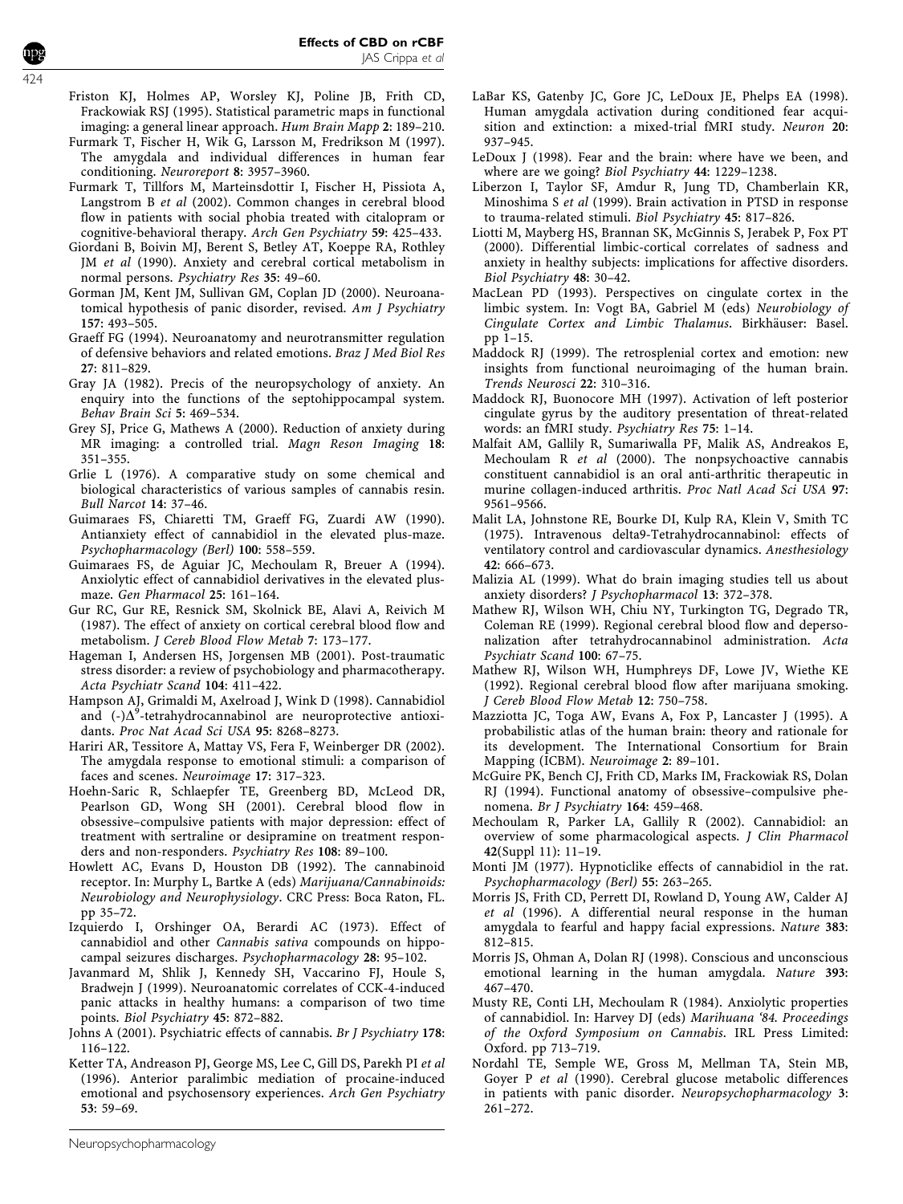Friston KJ, Holmes AP, Worsley KJ, Poline JB, Frith CD, Frackowiak RSJ (1995). Statistical parametric maps in functional imaging: a general linear approach. *Hum Brain Mapp* **2**: 189–210.

Furmark T, Fischer H, Wik G, Larsson M, Fredrikson M (1997). The amygdala and individual differences in human fear conditioning. *Neuroreport* **8**: 3957–3960.

Furmark T, Tillfors M, Marteinsdottir I, Fischer H, Pissiota A, Langstrom B *et al* (2002). Common changes in cerebral blood flow in patients with social phobia treated with citalopram or cognitive-behavioral therapy. *Arch Gen Psychiatry* **59**: 425–433.

Giordani B, Boivin MJ, Berent S, Betley AT, Koeppe RA, Rothley JM *et al* (1990). Anxiety and cerebral cortical metabolism in normal persons. *Psychiatry Res* **35**: 49–60.

Gorman JM, Kent JM, Sullivan GM, Coplan JD (2000). Neuroanatomical hypothesis of panic disorder, revised. *Am J Psychiatry* **157**: 493–505.

Graeff FG (1994). Neuroanatomy and neurotransmitter regulation of defensive behaviors and related emotions. *Braz J Med Biol Res* **27**: 811–829.

Gray JA (1982). Precis of the neuropsychology of anxiety. An enquiry into the functions of the septohippocampal system. *Behav Brain Sci* **5**: 469–534.

Grey SJ, Price G, Mathews A (2000). Reduction of anxiety during MR imaging: a controlled trial. *Magn Reson Imaging* **18**: 351–355.

Grlie L (1976). A comparative study on some chemical and biological characteristics of various samples of cannabis resin. *Bull Narcot* **14**: 37–46.

Guimaraes FS, Chiaretti TM, Graeff FG, Zuardi AW (1990). Antianxiety effect of cannabidiol in the elevated plus-maze. *Psychopharmacology (Berl)* **100**: 558–559.

Guimaraes FS, de Aguiar JC, Mechoulam R, Breuer A (1994). Anxiolytic effect of cannabidiol derivatives in the elevated plus-maze. *Gen Pharmacol* **25**: 161–164.

Gur RC, Gur RE, Resnick SM, Skolnick BE, Alavi A, Reivich M (1987). The effect of anxiety on cortical cerebral blood flow and metabolism. *J Cereb Blood Flow Metab* **7**: 173–177.

Hageman I, Andersen HS, Jorgensen MB (2001). Post-traumatic stress disorder: a review of psychobiology and pharmacotherapy. *Acta Psychiatr Scand* **104**: 411–422.

Hampson AJ, Grimaldi M, Axelrod J, Wink D (1998). Cannabidiol and (-)$\Delta^9$-tetrahydrocannabinol are neuroprotective antioxidants. *Proc Nat Acad Sci USA* **95**: 8268–8273.

Hariri AR, Tessitore A, Mattay VS, Fera F, Weinberger DR (2002). The amygdala response to emotional stimuli: a comparison of faces and scenes. *Neuroimage* **17**: 317–323.

Hoehn-Saric R, Schlaepfer TE, Greenberg BD, McLeod DR, Pearlson GD, Wong SH (2001). Cerebral blood flow in obsessive–compulsive patients with major depression: effect of treatment with sertraline or desipramine on treatment responders and non-responders. *Psychiatry Res* **108**: 89–100.

Howlett AC, Evans D, Houston DB (1992). The cannabinoid receptor. In: Murphy L, Bartke A (eds) *Marijuana/Cannabinoids: Neurobiology and Neurophysiology*. CRC Press: Boca Raton, FL. pp 35–72.

Izquierdo I, Orshinger OA, Berardi AC (1973). Effect of cannabidiol and other *Cannabis sativa* compounds on hippocampal seizures discharges. *Psychopharmacology* **28**: 95–102.

Javanmard M, Shlik J, Kennedy SH, Vaccarino FJ, Houle S, Bradwejn J (1999). Neuroanatomic correlates of CCK-4-induced panic attacks in healthy humans: a comparison of two time points. *Biol Psychiatry* **45**: 872–882.

Johns A (2001). Psychiatric effects of cannabis. *Br J Psychiatry* **178**: 116–122.

Ketter TA, Andreason PJ, George MS, Lee C, Gill DS, Parekh PI *et al* (1996). Anterior paralimbic mediation of procaine-induced emotional and psychosensory experiences. *Arch Gen Psychiatry* **53**: 59–69.

LaBar KS, Gatenby JC, Gore JC, LeDoux JE, Phelps EA (1998). Human amygdala activation during conditioned fear acquisition and extinction: a mixed-trial fMRI study. *Neuron* **20**: 937–945.

LeDoux J (1998). Fear and the brain: where have we been, and where are we going? *Biol Psychiatry* **44**: 1229–1238.

Liberzon I, Taylor SF, Amdur R, Jung TD, Chamberlain KR, Minoshima S *et al* (1999). Brain activation in PTSD in response to trauma-related stimuli. *Biol Psychiatry* **45**: 817–826.

Liotti M, Mayberg HS, Brannan SK, McGinnis S, Jerabek P, Fox PT (2000). Differential limbic-cortical correlates of sadness and anxiety in healthy subjects: implications for affective disorders. *Biol Psychiatry* **48**: 30–42.

MacLean PD (1993). Perspectives on cingulate cortex in the limbic system. In: Vogt BA, Gabriel M (eds) *Neurobiology of Cingulate Cortex and Limbic Thalamus*. Birkhäuser: Basel. pp 1–15.

Maddock RJ (1999). The retrosplenial cortex and emotion: new insights from functional neuroimaging of the human brain. *Trends Neurosci* **22**: 310–316.

Maddock RJ, Buonocore MH (1997). Activation of left posterior cingulate gyrus by the auditory presentation of threat-related words: an fMRI study. *Psychiatry Res* **75**: 1–14.

Malfait AM, Gallily R, Sumariwalla PF, Malik AS, Andreakos E, Mechoulam R *et al* (2000). The nonpsychoactive cannabis constituent cannabidiol is an oral anti-arthritic therapeutic in murine collagen-induced arthritis. *Proc Natl Acad Sci USA* **97**: 9561–9566.

Malit LA, Johnstone RE, Bourke DI, Kulp RA, Klein V, Smith TC (1975). Intravenous delta9-Tetrahydrocannabinol: effects of ventilatory control and cardiovascular dynamics. *Anesthesiology* **42**: 666–673.

Malizia AL (1999). What do brain imaging studies tell us about anxiety disorders? *J Psychopharmacol* **13**: 372–378.

Mathew RJ, Wilson WH, Chiu NY, Turkington TG, Degrado TR, Coleman RE (1999). Regional cerebral blood flow and depersonalization after tetrahydrocannabinol administration. *Acta Psychiatr Scand* **100**: 67–75.

Mathew RJ, Wilson WH, Humphreys DF, Lowe JV, Wiethe KE (1992). Regional cerebral blood flow after marijuana smoking. *J Cereb Blood Flow Metab* **12**: 750–758.

Mazziotta JC, Toga AW, Evans A, Fox P, Lancaster J (1995). A probabilistic atlas of the human brain: theory and rationale for its development. The International Consortium for Brain Mapping (ICBM). *Neuroimage* **2**: 89–101.

McGuire PK, Bench CJ, Frith CD, Marks IM, Frackowiak RS, Dolan RJ (1994). Functional anatomy of obsessive–compulsive phenomena. *Br J Psychiatry* **164**: 459–468.

Mechoulam R, Parker LA, Gallily R (2002). Cannabidiol: an overview of some pharmacological aspects. *J Clin Pharmacol* **42**(Suppl 11): 11–19.

Monti JM (1977). Hypnoticlike effects of cannabidiol in the rat. *Psychopharmacology (Berl)* **55**: 263–265.

Morris JS, Frith CD, Perrett DI, Rowland D, Young AW, Calder AJ *et al* (1996). A differential neural response in the human amygdala to fearful and happy facial expressions. *Nature* **383**: 812–815.

Morris JS, Ohman A, Dolan RJ (1998). Conscious and unconscious emotional learning in the human amygdala. *Nature* **393**: 467–470.

Musty RE, Conti LH, Mechoulam R (1984). Anxiolytic properties of cannabidiol. In: Harvey DJ (eds) *Marihuana '84. Proceedings of the Oxford Symposium on Cannabis*. IRL Press Limited: Oxford. pp 713–719.

Nordahl TE, Semple WE, Gross M, Mellman TA, Stein MB, Goyer P *et al* (1990). Cerebral glucose metabolic differences in patients with panic disorder. *Neuropsychopharmacology* **3**: 261–272.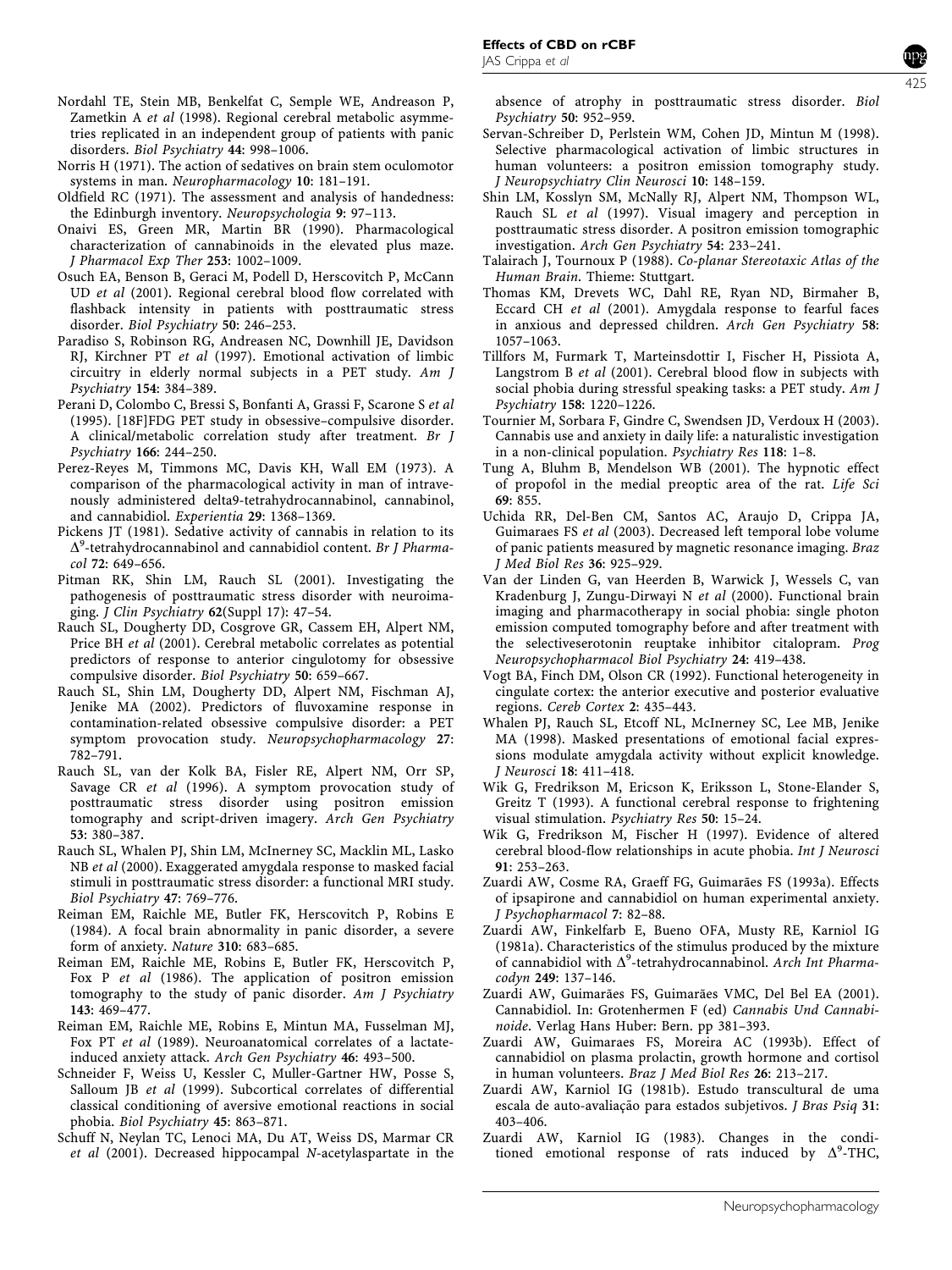Nordahl TE, Stein MB, Benkelfat C, Semple WE, Andreason P, Zametkin A *et al* (1998). Regional cerebral metabolic asymmetries replicated in an independent group of patients with panic disorders. *Biol Psychiatry* **44**: 998–1006.

Norris H (1971). The action of sedatives on brain stem oculomotor systems in man. *Neuropharmacology* **10**: 181–191.

Oldfield RC (1971). The assessment and analysis of handedness: the Edinburgh inventory. *Neuropsychologia* **9**: 97–113.

Onaivi ES, Green MR, Martin BR (1990). Pharmacological characterization of cannabinoids in the elevated plus maze. *J Pharmacol Exp Ther* **253**: 1002–1009.

Osuch EA, Benson B, Geraci M, Podell D, Herscovitch P, McCann UD *et al* (2001). Regional cerebral blood flow correlated with flashback intensity in patients with posttraumatic stress disorder. *Biol Psychiatry* **50**: 246–253.

Paradiso S, Robinson RG, Andreasen NC, Downhill JE, Davidson RJ, Kirchner PT *et al* (1997). Emotional activation of limbic circuitry in elderly normal subjects in a PET study. *Am J Psychiatry* **154**: 384–389.

Perani D, Colombo C, Bressi S, Bonfanti A, Grassi F, Scarone S *et al* (1995). [18F]FDG PET study in obsessive–compulsive disorder. A clinical/metabolic correlation study after treatment. *Br J Psychiatry* **166**: 244–250.

Perez-Reyes M, Timmons MC, Davis KH, Wall EM (1973). A comparison of the pharmacological activity in man of intravenously administered delta9-tetrahydrocannabinol, cannabinol, and cannabidiol. *Experientia* **29**: 1368–1369.

Pickens JT (1981). Sedative activity of cannabis in relation to its $\Delta^9$-tetrahydrocannabinol and cannabidiol content. *Br J Pharmacol* **72**: 649–656.

Pitman RK, Shin LM, Rauch SL (2001). Investigating the pathogenesis of posttraumatic stress disorder with neuroimaging. *J Clin Psychiatry* **62**(Suppl 17): 47–54.

Rauch SL, Dougherty DD, Cosgrove GR, Cassem EH, Alpert NM, Price BH *et al* (2001). Cerebral metabolic correlates as potential predictors of response to anterior cingulotomy for obsessive compulsive disorder. *Biol Psychiatry* **50**: 659–667.

Rauch SL, Shin LM, Dougherty DD, Alpert NM, Fischman AJ, Jenike MA (2002). Predictors of fluvoxamine response in contamination-related obsessive compulsive disorder: a PET symptom provocation study. *Neuropsychopharmacology* **27**: 782–791.

Rauch SL, van der Kolk BA, Fisler RE, Alpert NM, Orr SP, Savage CR *et al* (1996). A symptom provocation study of posttraumatic stress disorder using positron emission tomography and script-driven imagery. *Arch Gen Psychiatry* **53**: 380–387.

Rauch SL, Whalen PJ, Shin LM, McInerney SC, Macklin ML, Lasko NB *et al* (2000). Exaggerated amygdala response to masked facial stimuli in posttraumatic stress disorder: a functional MRI study. *Biol Psychiatry* **47**: 769–776.

Reiman EM, Raichle ME, Butler FK, Herscovitch P, Robins E (1984). A focal brain abnormality in panic disorder, a severe form of anxiety. *Nature* **310**: 683–685.

Reiman EM, Raichle ME, Robins E, Butler FK, Herscovitch P, Fox P *et al* (1986). The application of positron emission tomography to the study of panic disorder. *Am J Psychiatry* **143**: 469–477.

Reiman EM, Raichle ME, Robins E, Mintun MA, Fusselman MJ, Fox PT *et al* (1989). Neuroanatomical correlates of a lactate-induced anxiety attack. *Arch Gen Psychiatry* **46**: 493–500.

Schneider F, Weiss U, Kessler C, Muller-Gartner HW, Posse S, Salloum JB *et al* (1999). Subcortical correlates of differential classical conditioning of aversive emotional reactions in social phobia. *Biol Psychiatry* **45**: 863–871.

Schuff N, Neylan TC, Lenoci MA, Du AT, Weiss DS, Marmar CR *et al* (2001). Decreased hippocampal *N*-acetylaspartate in the absence of atrophy in posttraumatic stress disorder. *Biol Psychiatry* **50**: 952–959.

Servan-Schreiber D, Perlstein WM, Cohen JD, Mintun M (1998). Selective pharmacological activation of limbic structures in human volunteers: a positron emission tomography study. *J Neuropsychiatry Clin Neurosci* **10**: 148–159.

Shin LM, Kosslyn SM, McNally RJ, Alpert NM, Thompson WL, Rauch SL *et al* (1997). Visual imagery and perception in posttraumatic stress disorder. A positron emission tomographic investigation. *Arch Gen Psychiatry* **54**: 233–241.

Talairach J, Tournoux P (1988). *Co-planar Stereotaxic Atlas of the Human Brain*. Thieme: Stuttgart.

Thomas KM, Drevets WC, Dahl RE, Ryan ND, Birmaher B, Eccard CH *et al* (2001). Amygdala response to fearful faces in anxious and depressed children. *Arch Gen Psychiatry* **58**: 1057–1063.

Tillfors M, Furmark T, Marteinsdottir I, Fischer H, Pissiota A, Langstrom B *et al* (2001). Cerebral blood flow in subjects with social phobia during stressful speaking tasks: a PET study. *Am J Psychiatry* **158**: 1220–1226.

Tournier M, Sorbara F, Gindre C, Swendsen JD, Verdoux H (2003). Cannabis use and anxiety in daily life: a naturalistic investigation in a non-clinical population. *Psychiatry Res* **118**: 1–8.

Tung A, Bluhm B, Mendelson WB (2001). The hypnotic effect of propofol in the medial preoptic area of the rat. *Life Sci* **69**: 855.

Uchida RR, Del-Ben CM, Santos AC, Araujo D, Crippa JA, Guimaraes FS *et al* (2003). Decreased left temporal lobe volume of panic patients measured by magnetic resonance imaging. *Braz J Med Biol Res* **36**: 925–929.

Van der Linden G, van Heerden B, Warwick J, Wessels C, van Kradenburg J, Zungu-Dirwayi N *et al* (2000). Functional brain imaging and pharmacotherapy in social phobia: single photon emission computed tomography before and after treatment with the selectiveserotonin reuptake inhibitor citalopram. *Prog Neuropsychopharmacol Biol Psychiatry* **24**: 419–438.

Vogt BA, Finch DM, Olson CR (1992). Functional heterogeneity in cingulate cortex: the anterior executive and posterior evaluative regions. *Cereb Cortex* **2**: 435–443.

Whalen PJ, Rauch SL, Etcoff NL, McInerney SC, Lee MB, Jenike MA (1998). Masked presentations of emotional facial expressions modulate amygdala activity without explicit knowledge. *J Neurosci* **18**: 411–418.

Wik G, Fredrikson M, Ericson K, Eriksson L, Stone-Elander S, Greitz T (1993). A functional cerebral response to frightening visual stimulation. *Psychiatry Res* **50**: 15–24.

Wik G, Fredrikson M, Fischer H (1997). Evidence of altered cerebral blood-flow relationships in acute phobia. *Int J Neurosci* **91**: 253–263.

Zuardi AW, Cosme RA, Graeff FG, Guimarães FS (1993a). Effects of ipsapirone and cannabidiol on human experimental anxiety. *J Psychopharmacol* **7**: 82–88.

Zuardi AW, Finkelfarb E, Bueno OFA, Musty RE, Karniol IG (1981a). Characteristics of the stimulus produced by the mixture of cannabidiol with $\Delta^9$-tetrahydrocannabinol. *Arch Int Pharmacodyn* **249**: 137–146.

Zuardi AW, Guimarães FS, Guimarães VMC, Del Bel EA (2001). Cannabidiol. In: Grotenhermen F (ed) *Cannabis Und Cannabinoide*. Verlag Hans Huber: Bern. pp 381–393.

Zuardi AW, Guimaraes FS, Moreira AC (1993b). Effect of cannabidiol on plasma prolactin, growth hormone and cortisol in human volunteers. *Braz J Med Biol Res* **26**: 213–217.

Zuardi AW, Karniol IG (1981b). Estudo transcultural de uma escala de auto-avaliação para estados subjetivos. *J Bras Psiq* **31**: 403–406.

Zuardi AW, Karniol IG (1983). Changes in the conditioned emotional response of rats induced by $\Delta^9$-THC,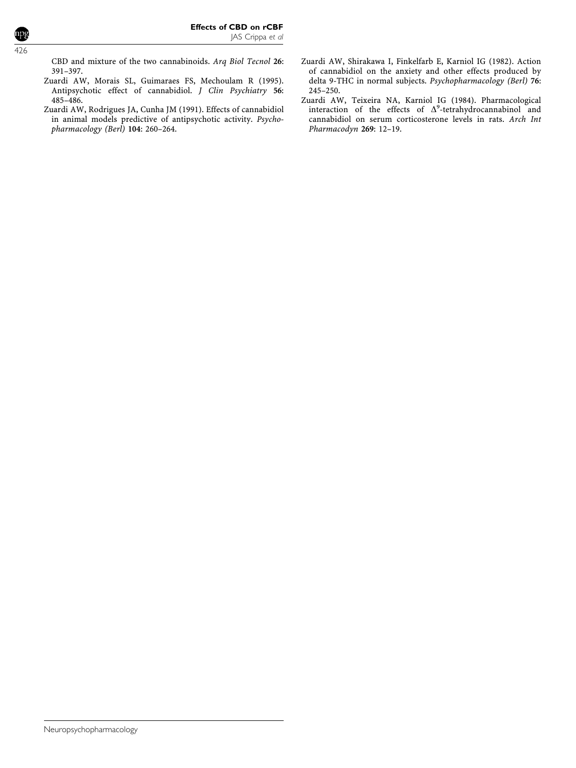CBD and mixture of the two cannabinoids. *Arq Biol Tecnol* **26**: 391–397.

Zuardi AW, Morais SL, Guimaraes FS, Mechoulam R (1995). Antipsychotic effect of cannabidiol. *J Clin Psychiatry* **56**: 485–486.

Zuardi AW, Rodrigues JA, Cunha JM (1991). Effects of cannabidiol in animal models predictive of antipsychotic activity. *Psychopharmacology (Berl)* **104**: 260–264.

Zuardi AW, Shirakawa I, Finkelfarb E, Karniol IG (1982). Action of cannabidiol on the anxiety and other effects produced by delta 9-THC in normal subjects. *Psychopharmacology (Berl)* **76**: 245–250.

Zuardi AW, Teixeira NA, Karniol IG (1984). Pharmacological interaction of the effects of $\Delta^9$-tetrahydrocannabinol and cannabidiol on serum corticosterone levels in rats. *Arch Int Pharmacodyn* **269**: 12–19.